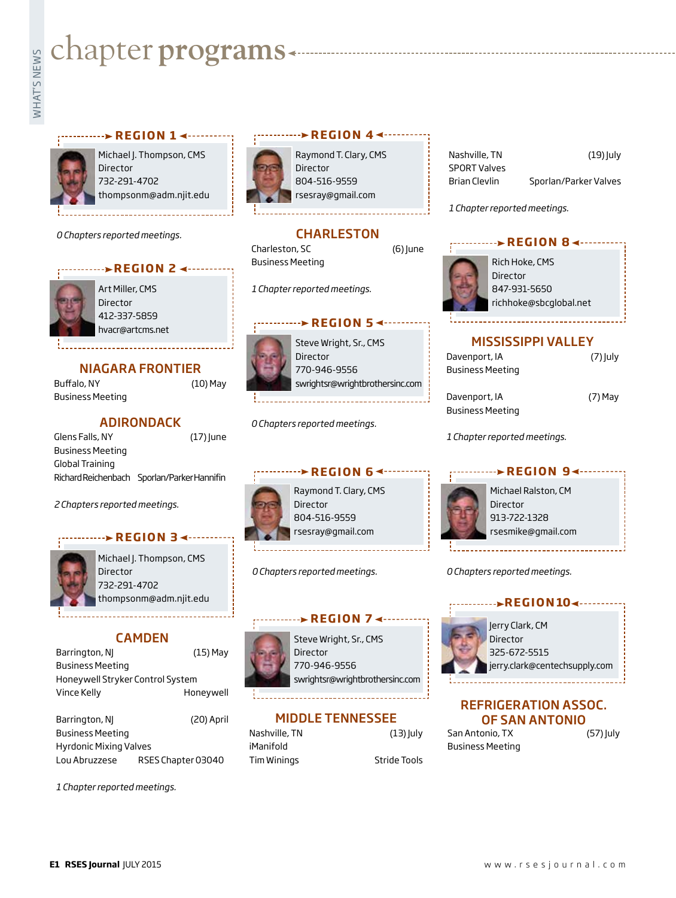# chapter programs

## REGION 1

Michael J. Thompson, CMS
Director
732-291-4702
thompsonm@adm.njit.edu

*0 Chapters reported meetings.*

## REGION 2

Art Miller, CMS
Director
412-337-5859
hvacr@artcms.net

### NIAGARA FRONTIER

Buffalo, NY (10) May
Business Meeting

### ADIRONDACK

Glens Falls, NY (17) June
Business Meeting
Global Training
Richard Reichenbach Sporlan/Parker Hannifin

*2 Chapters reported meetings.*

## REGION 3

Michael J. Thompson, CMS
Director
732-291-4702
thompsonm@adm.njit.edu

### CAMDEN

Barrington, NJ (15) May
Business Meeting
Honeywell Stryker Control System
Vince Kelly Honeywell

Barrington, NJ (20) April
Business Meeting
Hyrdonic Mixing Valves
Lou Abruzzese RSES Chapter 03040

*1 Chapter reported meetings.*

## REGION 4

Raymond T. Clary, CMS
Director
804-516-9559
rsesray@gmail.com

### CHARLESTON

Charleston, SC (6) June
Business Meeting

*1 Chapter reported meetings.*

## REGION 5

Steve Wright, Sr., CMS
Director
770-946-9556
swrightsr@wrightbrothersinc.com

*0 Chapters reported meetings.*

## REGION 6

Raymond T. Clary, CMS
Director
804-516-9559
rsesray@gmail.com

*0 Chapters reported meetings.*

## REGION 7

Steve Wright, Sr., CMS
Director
770-946-9556
swrightsr@wrightbrothersinc.com

### MIDDLE TENNESSEE

Nashville, TN (13) July
iManifold
Tim Winings Stride Tools

Nashville, TN (19) July
SPORT Valves
Brian Clevlin Sporlan/Parker Valves

*1 Chapter reported meetings.*

## REGION 8

Rich Hoke, CMS
Director
847-931-5650
richhoke@sbcglobal.net

### MISSISSIPPI VALLEY

Davenport, IA (7) July
Business Meeting

Davenport, IA (7) May
Business Meeting

*1 Chapter reported meetings.*

## REGION 9

Michael Ralston, CM
Director
913-722-1328
rsesmike@gmail.com

*0 Chapters reported meetings.*

## REGION 10

Jerry Clark, CM
Director
325-672-5515
jerry.clark@centechsupply.com

### REFRIGERATION ASSOC. OF SAN ANTONIO

San Antonio, TX (57) July
Business Meeting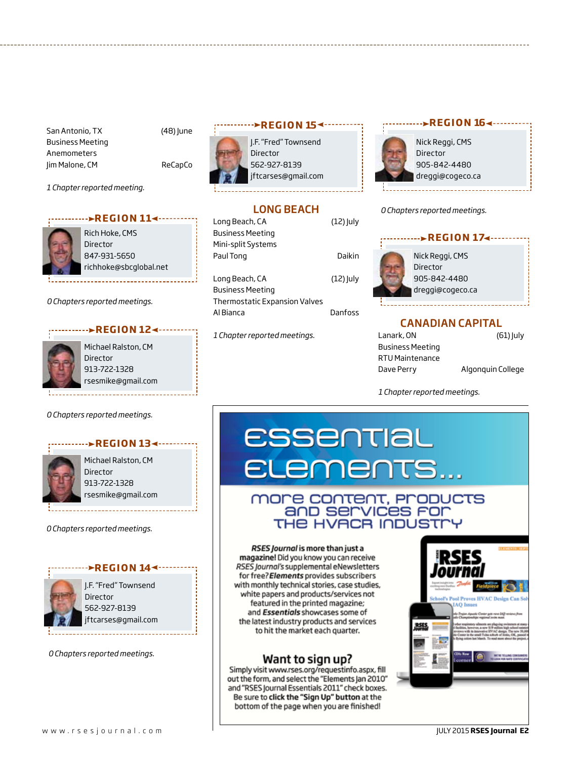San Antonio, TX (48) June
Business Meeting
Anemometers
Jim Malone, CM ReCapCo

*1 Chapter reported meeting.*

## REGION 11

Rich Hoke, CMS
Director
847-931-5650
richhoke@sbcglobal.net

*0 Chapters reported meetings.*

## REGION 12

Michael Ralston, CM
Director
913-722-1328
rsesmike@gmail.com

*0 Chapters reported meetings.*

## REGION 13

Michael Ralston, CM
Director
913-722-1328
rsesmike@gmail.com

*0 Chapters reported meetings.*

## REGION 14

J.F. "Fred" Townsend
Director
562-927-8139
jftcarses@gmail.com

*0 Chapters reported meetings.*

## REGION 15

J.F. "Fred" Townsend
Director
562-927-8139
jftcarses@gmail.com

### LONG BEACH

Long Beach, CA (12) July
Business Meeting
Mini-split Systems
Paul Tong Daikin

Long Beach, CA (12) July
Business Meeting
Thermostatic Expansion Valves
Al Bianca Danfoss

*1 Chapter reported meetings.*

## REGION 16

Nick Reggi, CMS
Director
905-842-4480
dreggi@cogeco.ca

*0 Chapters reported meetings.*

## REGION 17

Nick Reggi, CMS
Director
905-842-4480
dreggi@cogeco.ca

### CANADIAN CAPITAL

Lanark, ON (61) July
Business Meeting
RTU Maintenance
Dave Perry Algonquin College

*1 Chapter reported meetings.*

# Essential Elements...

## More content, products and services for the HVACR industry

***RSES Journal*** **is more than just a magazine!** Did you know you can receive *RSES Journal's* supplemental eNewsletters for free? ***Elements*** provides subscribers with monthly technical stories, case studies, white papers and products/services not featured in the printed magazine; and ***Essentials*** showcases some of the latest industry products and services to hit the market each quarter.

## Want to sign up?

Simply visit www.rses.org/requestinfo.aspx, fill out the form, and select the "Elements Jan 2010" and "RSES Journal Essentials 2011" check boxes. Be sure to **click the "Sign Up" button** at the bottom of the page when you are finished!